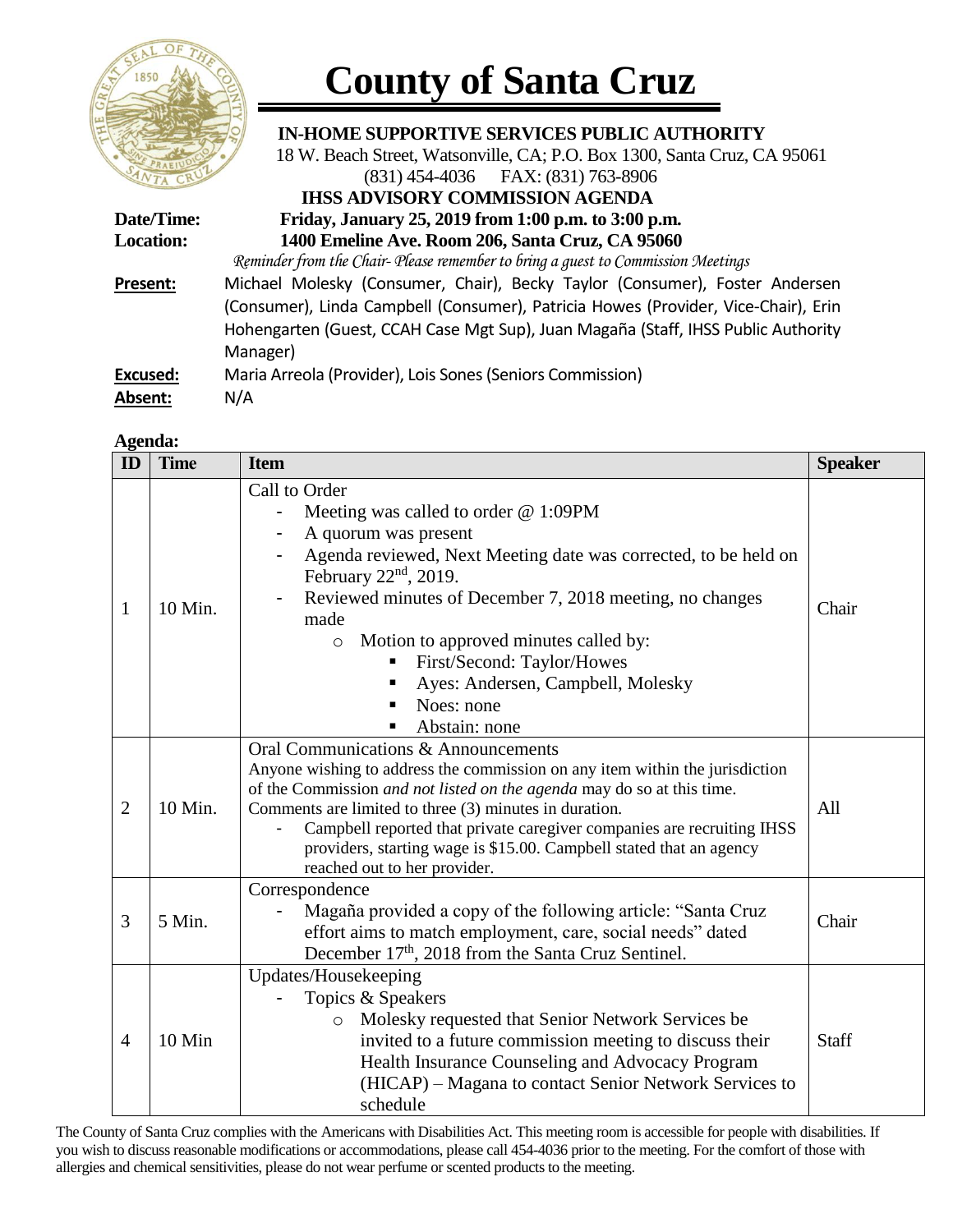# County of Santa Cruz

**IN-HOME SUPPORTIVE SERVICES PUBLIC AUTHORITY**

18 W. Beach Street, Watsonville, CA; P.O. Box 1300, Santa Cruz, CA 95061

(831) 454-4036 FAX: (831) 763-8906

## IHSS ADVISORY COMMISSION AGENDA

**Date/Time:** **Friday, January 25, 2019 from 1:00 p.m. to 3:00 p.m.**

**Location:** **1400 Emeline Ave. Room 206, Santa Cruz, CA 95060**

*Reminder from the Chair- Please remember to bring a guest to Commission Meetings*

**Present:** Michael Molesky (Consumer, Chair), Becky Taylor (Consumer), Foster Andersen (Consumer), Linda Campbell (Consumer), Patricia Howes (Provider, Vice-Chair), Erin Hohengarten (Guest, CCAH Case Mgt Sup), Juan Magaña (Staff, IHSS Public Authority Manager)

**Excused:** Maria Arreola (Provider), Lois Sones (Seniors Commission)

**Absent:** N/A

**Agenda:**

| ID | Time | Item | Speaker |
|---|---|---|---|
| 1 | 10 Min. | Call to Order<br>- Meeting was called to order @ 1:09PM<br>- A quorum was present<br>- Agenda reviewed, Next Meeting date was corrected, to be held on February 22nd, 2019.<br>- Reviewed minutes of December 7, 2018 meeting, no changes made<br>&nbsp;&nbsp;o Motion to approved minutes called by:<br>&nbsp;&nbsp;&nbsp;&nbsp;▪ First/Second: Taylor/Howes<br>&nbsp;&nbsp;&nbsp;&nbsp;▪ Ayes: Andersen, Campbell, Molesky<br>&nbsp;&nbsp;&nbsp;&nbsp;▪ Noes: none<br>&nbsp;&nbsp;&nbsp;&nbsp;▪ Abstain: none | Chair |
| 2 | 10 Min. | Oral Communications & Announcements<br>Anyone wishing to address the commission on any item within the jurisdiction of the Commission *and not listed on the agenda* may do so at this time. Comments are limited to three (3) minutes in duration.<br>- Campbell reported that private caregiver companies are recruiting IHSS providers, starting wage is $15.00. Campbell stated that an agency reached out to her provider. | All |
| 3 | 5 Min. | Correspondence<br>- Magaña provided a copy of the following article: "Santa Cruz effort aims to match employment, care, social needs" dated December 17th, 2018 from the Santa Cruz Sentinel. | Chair |
| 4 | 10 Min | Updates/Housekeeping<br>- Topics & Speakers<br>&nbsp;&nbsp;o Molesky requested that Senior Network Services be invited to a future commission meeting to discuss their Health Insurance Counseling and Advocacy Program (HICAP) – Magana to contact Senior Network Services to schedule | Staff |

The County of Santa Cruz complies with the Americans with Disabilities Act. This meeting room is accessible for people with disabilities. If you wish to discuss reasonable modifications or accommodations, please call 454-4036 prior to the meeting. For the comfort of those with allergies and chemical sensitivities, please do not wear perfume or scented products to the meeting.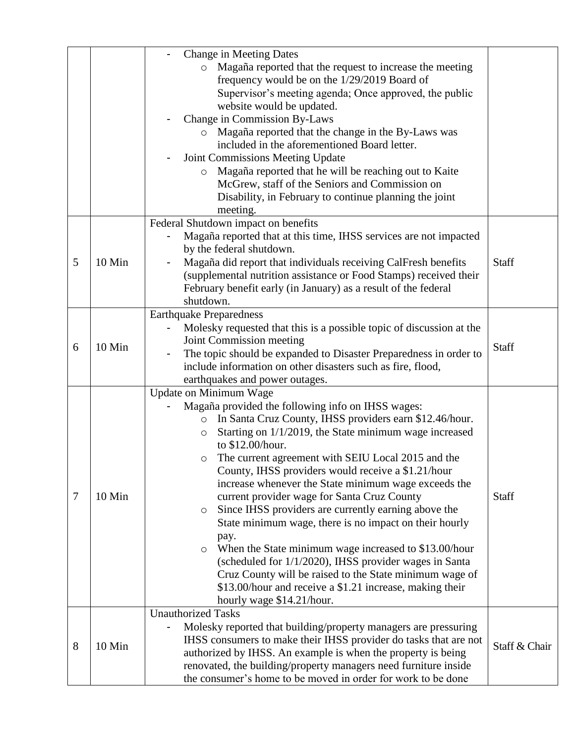| | | | |
|---|---|---|---|
| | | - Change in Meeting Dates<br>&nbsp;&nbsp;&nbsp;&nbsp;o Magaña reported that the request to increase the meeting frequency would be on the 1/29/2019 Board of Supervisor's meeting agenda; Once approved, the public website would be updated.<br>- Change in Commission By-Laws<br>&nbsp;&nbsp;&nbsp;&nbsp;o Magaña reported that the change in the By-Laws was included in the aforementioned Board letter.<br>- Joint Commissions Meeting Update<br>&nbsp;&nbsp;&nbsp;&nbsp;o Magaña reported that he will be reaching out to Kaite McGrew, staff of the Seniors and Commission on Disability, in February to continue planning the joint meeting. | |
| 5 | 10 Min | Federal Shutdown impact on benefits<br>- Magaña reported that at this time, IHSS services are not impacted by the federal shutdown.<br>- Magaña did report that individuals receiving CalFresh benefits (supplemental nutrition assistance or Food Stamps) received their February benefit early (in January) as a result of the federal shutdown. | Staff |
| 6 | 10 Min | Earthquake Preparedness<br>- Molesky requested that this is a possible topic of discussion at the Joint Commission meeting<br>- The topic should be expanded to Disaster Preparedness in order to include information on other disasters such as fire, flood, earthquakes and power outages. | Staff |
| 7 | 10 Min | Update on Minimum Wage<br>- Magaña provided the following info on IHSS wages:<br>&nbsp;&nbsp;&nbsp;&nbsp;o In Santa Cruz County, IHSS providers earn $12.46/hour.<br>&nbsp;&nbsp;&nbsp;&nbsp;o Starting on 1/1/2019, the State minimum wage increased to $12.00/hour.<br>&nbsp;&nbsp;&nbsp;&nbsp;o The current agreement with SEIU Local 2015 and the County, IHSS providers would receive a $1.21/hour increase whenever the State minimum wage exceeds the current provider wage for Santa Cruz County<br>&nbsp;&nbsp;&nbsp;&nbsp;o Since IHSS providers are currently earning above the State minimum wage, there is no impact on their hourly pay.<br>&nbsp;&nbsp;&nbsp;&nbsp;o When the State minimum wage increased to $13.00/hour (scheduled for 1/1/2020), IHSS provider wages in Santa Cruz County will be raised to the State minimum wage of $13.00/hour and receive a $1.21 increase, making their hourly wage $14.21/hour. | Staff |
| 8 | 10 Min | Unauthorized Tasks<br>- Molesky reported that building/property managers are pressuring IHSS consumers to make their IHSS provider do tasks that are not authorized by IHSS. An example is when the property is being renovated, the building/property managers need furniture inside the consumer's home to be moved in order for work to be done | Staff & Chair |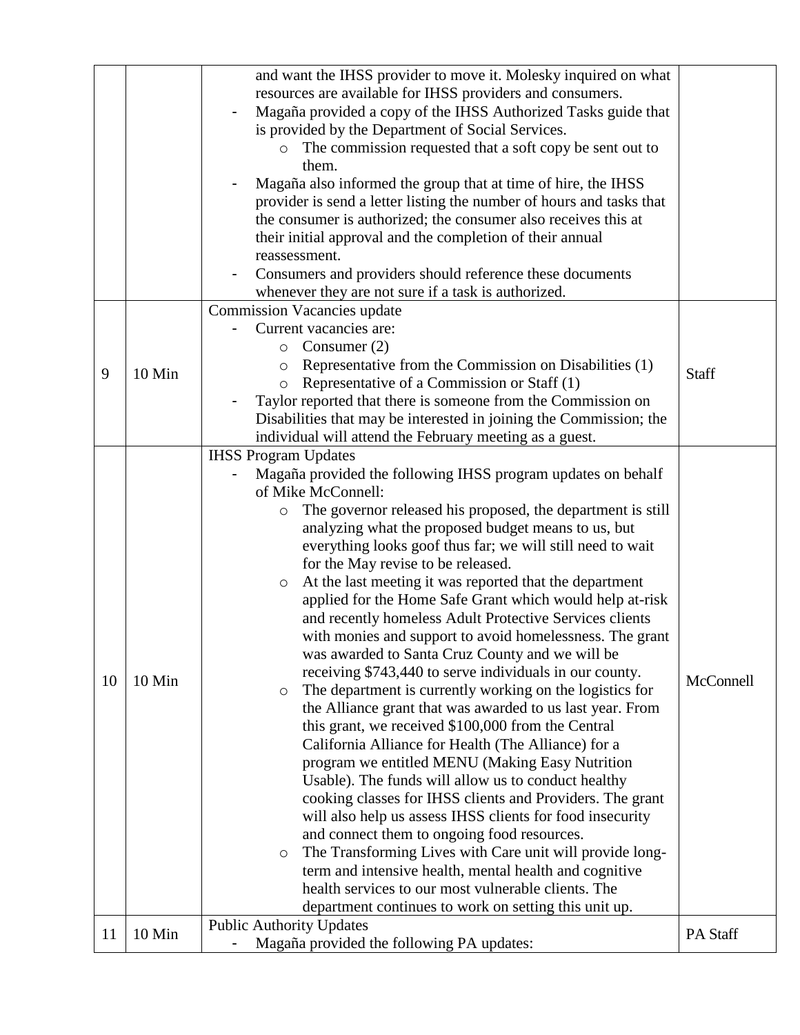| | | | |
|---|---|---|---|
| | | and want the IHSS provider to move it. Molesky inquired on what resources are available for IHSS providers and consumers.<br>- Magaña provided a copy of the IHSS Authorized Tasks guide that is provided by the Department of Social Services.<br>&nbsp;&nbsp;&nbsp;&nbsp;o The commission requested that a soft copy be sent out to them.<br>- Magaña also informed the group that at time of hire, the IHSS provider is send a letter listing the number of hours and tasks that the consumer is authorized; the consumer also receives this at their initial approval and the completion of their annual reassessment.<br>- Consumers and providers should reference these documents whenever they are not sure if a task is authorized. | |
| 9 | 10 Min | Commission Vacancies update<br>- Current vacancies are:<br>&nbsp;&nbsp;&nbsp;&nbsp;o Consumer (2)<br>&nbsp;&nbsp;&nbsp;&nbsp;o Representative from the Commission on Disabilities (1)<br>&nbsp;&nbsp;&nbsp;&nbsp;o Representative of a Commission or Staff (1)<br>- Taylor reported that there is someone from the Commission on Disabilities that may be interested in joining the Commission; the individual will attend the February meeting as a guest. | Staff |
| 10 | 10 Min | IHSS Program Updates<br>- Magaña provided the following IHSS program updates on behalf of Mike McConnell:<br>&nbsp;&nbsp;&nbsp;&nbsp;o The governor released his proposed, the department is still analyzing what the proposed budget means to us, but everything looks goof thus far; we will still need to wait for the May revise to be released.<br>&nbsp;&nbsp;&nbsp;&nbsp;o At the last meeting it was reported that the department applied for the Home Safe Grant which would help at-risk and recently homeless Adult Protective Services clients with monies and support to avoid homelessness. The grant was awarded to Santa Cruz County and we will be receiving $743,440 to serve individuals in our county.<br>&nbsp;&nbsp;&nbsp;&nbsp;o The department is currently working on the logistics for the Alliance grant that was awarded to us last year. From this grant, we received $100,000 from the Central California Alliance for Health (The Alliance) for a program we entitled MENU (Making Easy Nutrition Usable). The funds will allow us to conduct healthy cooking classes for IHSS clients and Providers. The grant will also help us assess IHSS clients for food insecurity and connect them to ongoing food resources.<br>&nbsp;&nbsp;&nbsp;&nbsp;o The Transforming Lives with Care unit will provide long-term and intensive health, mental health and cognitive health services to our most vulnerable clients. The department continues to work on setting this unit up. | McConnell |
| 11 | 10 Min | Public Authority Updates<br>- Magaña provided the following PA updates: | PA Staff |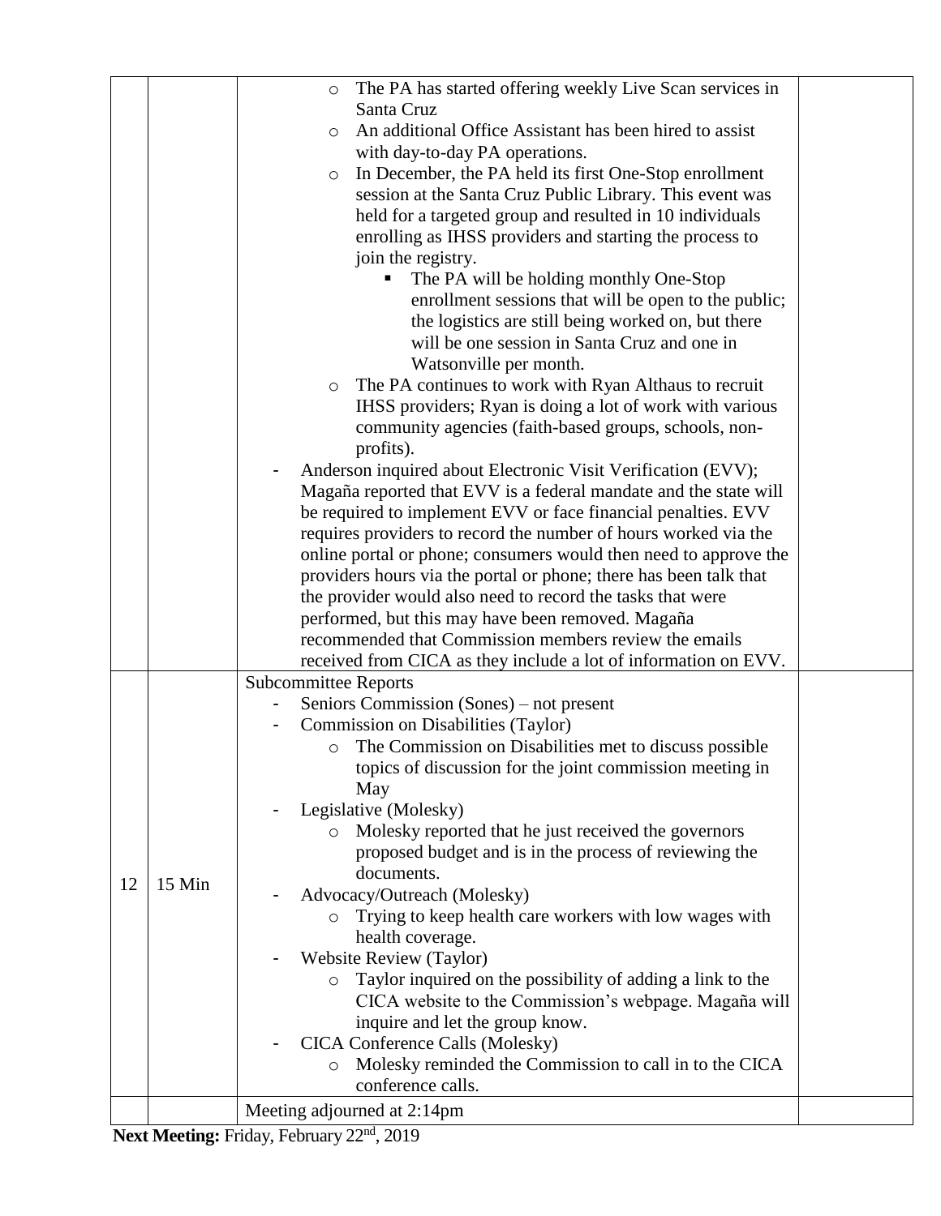| | | | |
|---|---|---|---|
| | | ○ The PA has started offering weekly Live Scan services in Santa Cruz<br>○ An additional Office Assistant has been hired to assist with day-to-day PA operations.<br>○ In December, the PA held its first One-Stop enrollment session at the Santa Cruz Public Library. This event was held for a targeted group and resulted in 10 individuals enrolling as IHSS providers and starting the process to join the registry.<br>&nbsp;&nbsp;&nbsp;&nbsp;▪ The PA will be holding monthly One-Stop enrollment sessions that will be open to the public; the logistics are still being worked on, but there will be one session in Santa Cruz and one in Watsonville per month.<br>○ The PA continues to work with Ryan Althaus to recruit IHSS providers; Ryan is doing a lot of work with various community agencies (faith-based groups, schools, non-profits).<br>- Anderson inquired about Electronic Visit Verification (EVV); Magaña reported that EVV is a federal mandate and the state will be required to implement EVV or face financial penalties. EVV requires providers to record the number of hours worked via the online portal or phone; consumers would then need to approve the providers hours via the portal or phone; there has been talk that the provider would also need to record the tasks that were performed, but this may have been removed. Magaña recommended that Commission members review the emails received from CICA as they include a lot of information on EVV. | |
| 12 | 15 Min | Subcommittee Reports<br>- Seniors Commission (Sones) – not present<br>- Commission on Disabilities (Taylor)<br>&nbsp;&nbsp;&nbsp;&nbsp;○ The Commission on Disabilities met to discuss possible topics of discussion for the joint commission meeting in May<br>- Legislative (Molesky)<br>&nbsp;&nbsp;&nbsp;&nbsp;○ Molesky reported that he just received the governors proposed budget and is in the process of reviewing the documents.<br>- Advocacy/Outreach (Molesky)<br>&nbsp;&nbsp;&nbsp;&nbsp;○ Trying to keep health care workers with low wages with health coverage.<br>- Website Review (Taylor)<br>&nbsp;&nbsp;&nbsp;&nbsp;○ Taylor inquired on the possibility of adding a link to the CICA website to the Commission's webpage. Magaña will inquire and let the group know.<br>- CICA Conference Calls (Molesky)<br>&nbsp;&nbsp;&nbsp;&nbsp;○ Molesky reminded the Commission to call in to the CICA conference calls. | |
| | | Meeting adjourned at 2:14pm | |

**Next Meeting:** Friday, February 22nd, 2019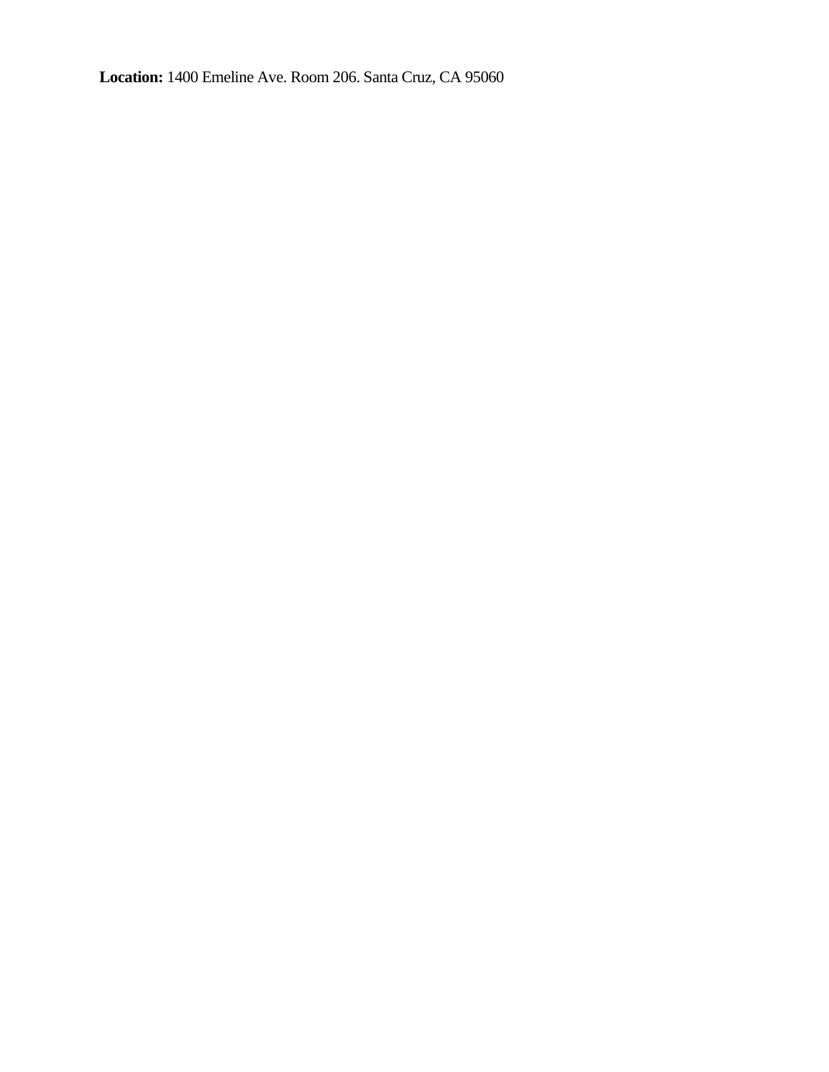**Location:** 1400 Emeline Ave. Room 206. Santa Cruz, CA 95060